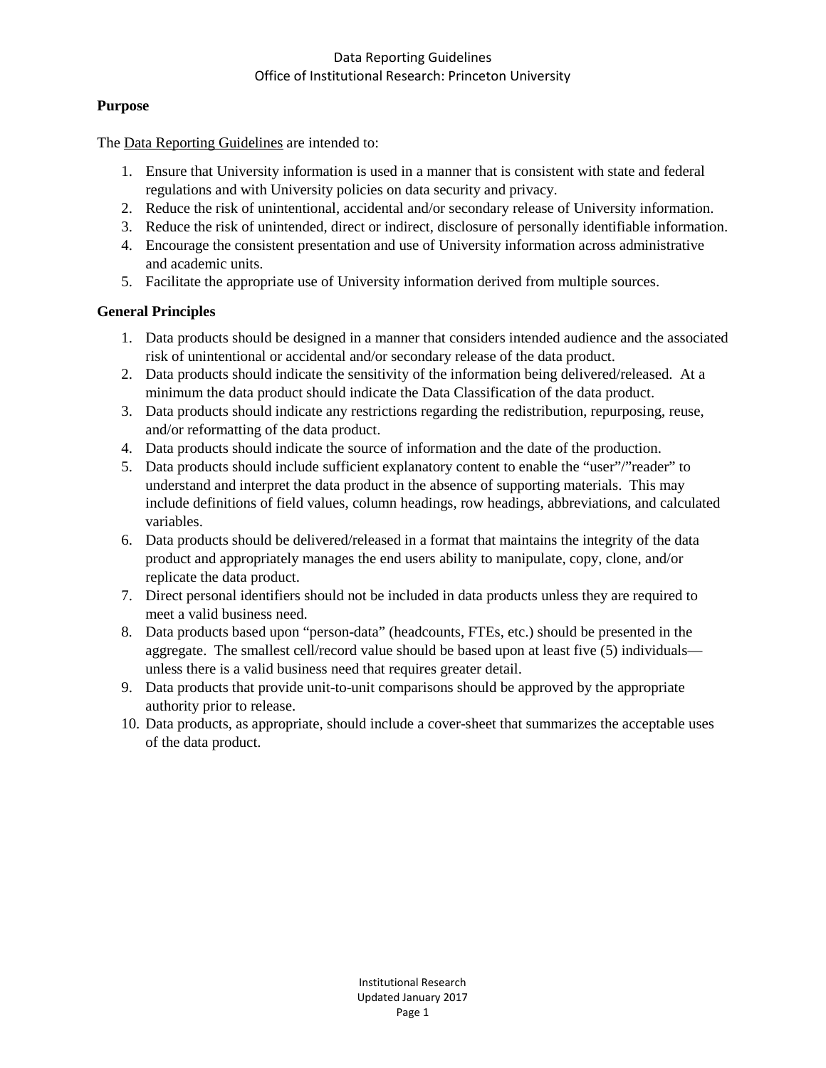Data Reporting Guidelines
Office of Institutional Research: Princeton University

## Purpose

The Data Reporting Guidelines are intended to:

1. Ensure that University information is used in a manner that is consistent with state and federal regulations and with University policies on data security and privacy.
2. Reduce the risk of unintentional, accidental and/or secondary release of University information.
3. Reduce the risk of unintended, direct or indirect, disclosure of personally identifiable information.
4. Encourage the consistent presentation and use of University information across administrative and academic units.
5. Facilitate the appropriate use of University information derived from multiple sources.

## General Principles

1. Data products should be designed in a manner that considers intended audience and the associated risk of unintentional or accidental and/or secondary release of the data product.
2. Data products should indicate the sensitivity of the information being delivered/released. At a minimum the data product should indicate the Data Classification of the data product.
3. Data products should indicate any restrictions regarding the redistribution, repurposing, reuse, and/or reformatting of the data product.
4. Data products should indicate the source of information and the date of the production.
5. Data products should include sufficient explanatory content to enable the "user"/"reader" to understand and interpret the data product in the absence of supporting materials. This may include definitions of field values, column headings, row headings, abbreviations, and calculated variables.
6. Data products should be delivered/released in a format that maintains the integrity of the data product and appropriately manages the end users ability to manipulate, copy, clone, and/or replicate the data product.
7. Direct personal identifiers should not be included in data products unless they are required to meet a valid business need.
8. Data products based upon "person-data" (headcounts, FTEs, etc.) should be presented in the aggregate. The smallest cell/record value should be based upon at least five (5) individuals—unless there is a valid business need that requires greater detail.
9. Data products that provide unit-to-unit comparisons should be approved by the appropriate authority prior to release.
10. Data products, as appropriate, should include a cover-sheet that summarizes the acceptable uses of the data product.

Institutional Research
Updated January 2017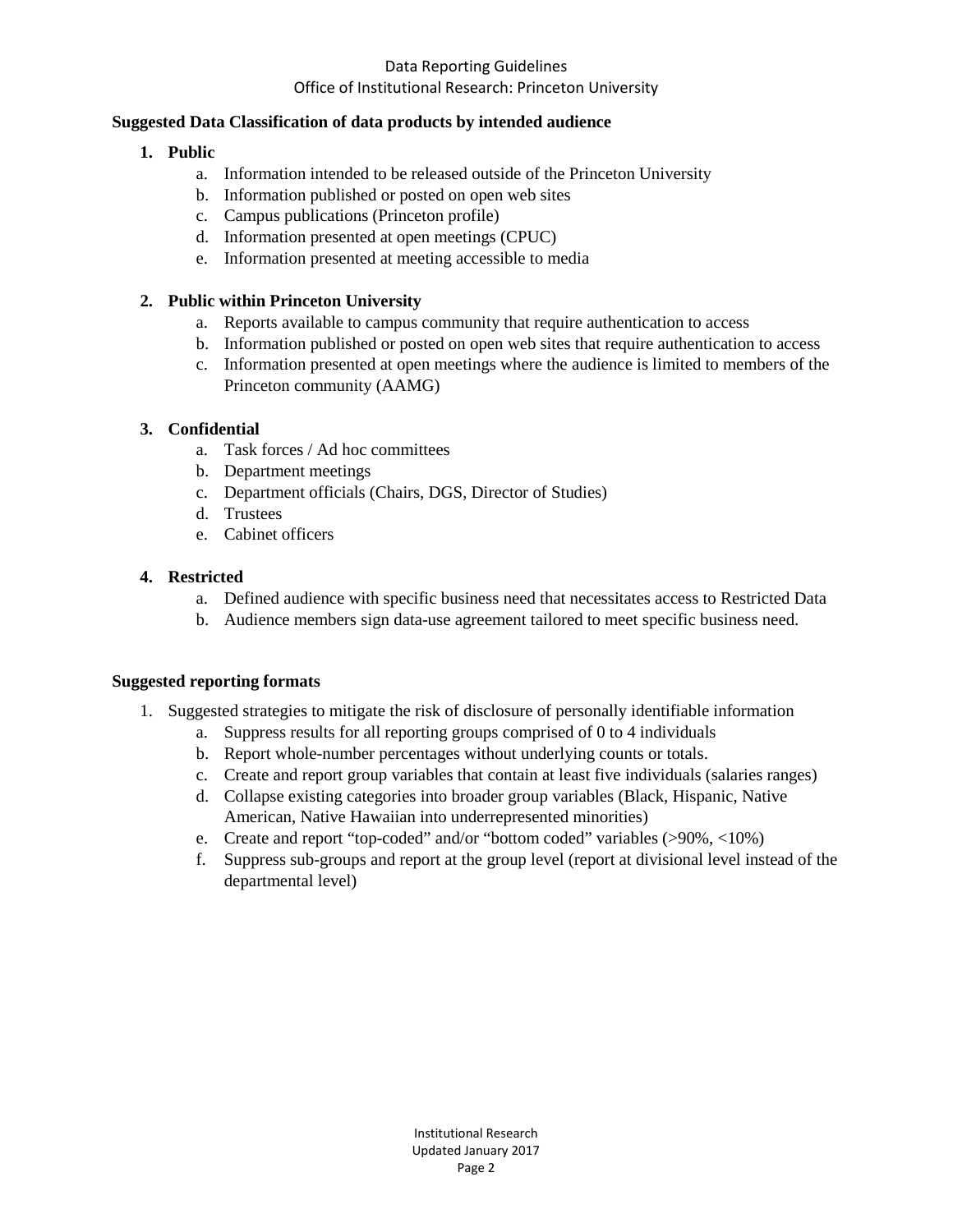**Suggested Data Classification of data products by intended audience**

1. **Public**
    a. Information intended to be released outside of the Princeton University
    b. Information published or posted on open web sites
    c. Campus publications (Princeton profile)
    d. Information presented at open meetings (CPUC)
    e. Information presented at meeting accessible to media

2. **Public within Princeton University**
    a. Reports available to campus community that require authentication to access
    b. Information published or posted on open web sites that require authentication to access
    c. Information presented at open meetings where the audience is limited to members of the Princeton community (AAMG)

3. **Confidential**
    a. Task forces / Ad hoc committees
    b. Department meetings
    c. Department officials (Chairs, DGS, Director of Studies)
    d. Trustees
    e. Cabinet officers

4. **Restricted**
    a. Defined audience with specific business need that necessitates access to Restricted Data
    b. Audience members sign data-use agreement tailored to meet specific business need.

**Suggested reporting formats**

1. Suggested strategies to mitigate the risk of disclosure of personally identifiable information
    a. Suppress results for all reporting groups comprised of 0 to 4 individuals
    b. Report whole-number percentages without underlying counts or totals.
    c. Create and report group variables that contain at least five individuals (salaries ranges)
    d. Collapse existing categories into broader group variables (Black, Hispanic, Native American, Native Hawaiian into underrepresented minorities)
    e. Create and report "top-coded" and/or "bottom coded" variables (>90%, <10%)
    f. Suppress sub-groups and report at the group level (report at divisional level instead of the departmental level)